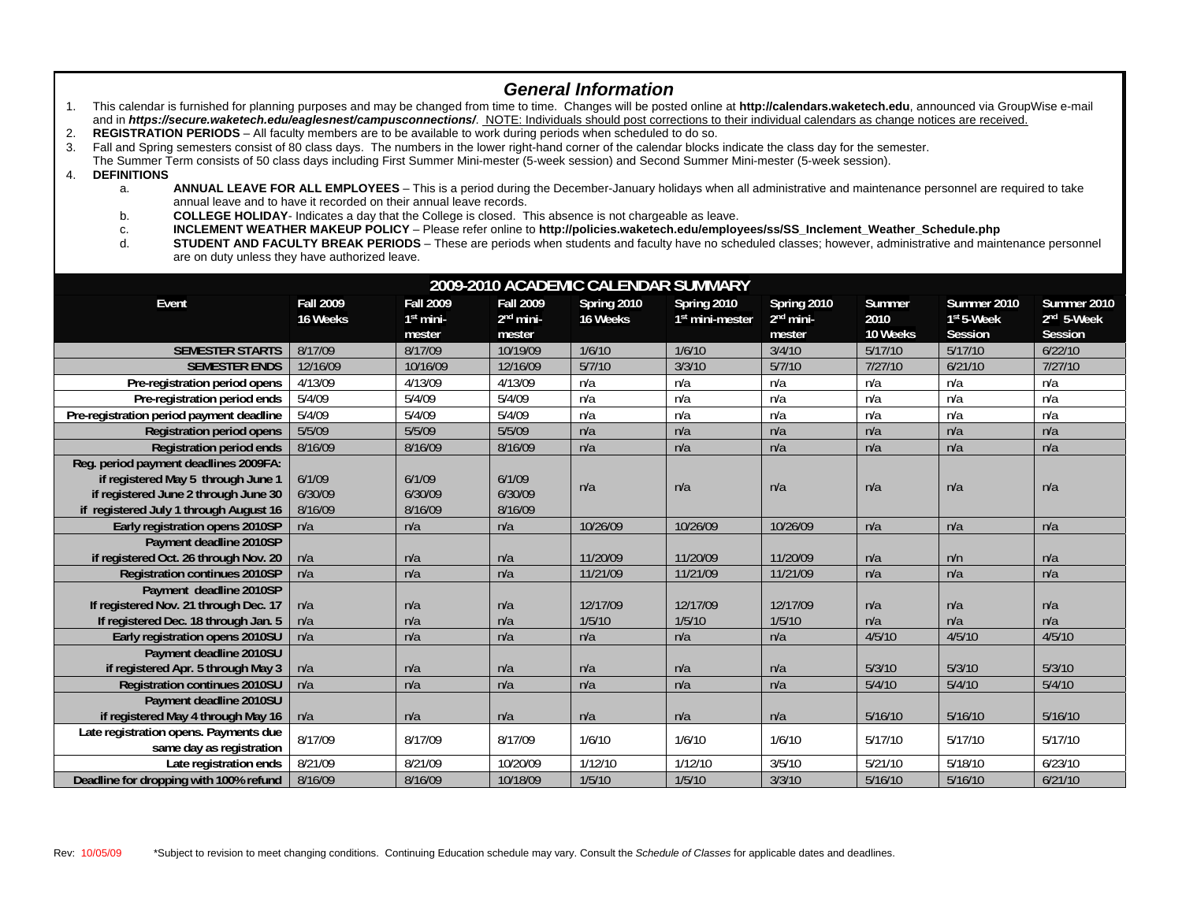## *General Information*

1. This calendar is furnished for planning purposes and may be changed from time to time. Changes will be posted online at **http://calendars.waketech.edu**, announced via GroupWise e-mail and in ***https://secure.waketech.edu/eaglesnest/campusconnections/***. NOTE: Individuals should post corrections to their individual calendars as change notices are received.
2. **REGISTRATION PERIODS** – All faculty members are to be available to work during periods when scheduled to do so.
3. Fall and Spring semesters consist of 80 class days. The numbers in the lower right-hand corner of the calendar blocks indicate the class day for the semester. The Summer Term consists of 50 class days including First Summer Mini-mester (5-week session) and Second Summer Mini-mester (5-week session).
4. **DEFINITIONS**
   a. **ANNUAL LEAVE FOR ALL EMPLOYEES** – This is a period during the December-January holidays when all administrative and maintenance personnel are required to take annual leave and to have it recorded on their annual leave records.
   b. **COLLEGE HOLIDAY**- Indicates a day that the College is closed. This absence is not chargeable as leave.
   c. **INCLEMENT WEATHER MAKEUP POLICY** – Please refer online to **http://policies.waketech.edu/employees/ss/SS_Inclement_Weather_Schedule.php**
   d. **STUDENT AND FACULTY BREAK PERIODS** – These are periods when students and faculty have no scheduled classes; however, administrative and maintenance personnel are on duty unless they have authorized leave.

## 2009-2010 ACADEMIC CALENDAR SUMMARY

| Event | Fall 2009 16 Weeks | Fall 2009 1st mini-mester | Fall 2009 2nd mini-mester | Spring 2010 16 Weeks | Spring 2010 1st mini-mester | Spring 2010 2nd mini-mester | Summer 2010 10 Weeks | Summer 2010 1st 5-Week Session | Summer 2010 2nd 5-Week Session |
|---|---|---|---|---|---|---|---|---|---|
| **SEMESTER STARTS** | 8/17/09 | 8/17/09 | 10/19/09 | 1/6/10 | 1/6/10 | 3/4/10 | 5/17/10 | 5/17/10 | 6/22/10 |
| **SEMESTER ENDS** | 12/16/09 | 10/16/09 | 12/16/09 | 5/7/10 | 3/3/10 | 5/7/10 | 7/27/10 | 6/21/10 | 7/27/10 |
| **Pre-registration period opens** | 4/13/09 | 4/13/09 | 4/13/09 | n/a | n/a | n/a | n/a | n/a | n/a |
| **Pre-registration period ends** | 5/4/09 | 5/4/09 | 5/4/09 | n/a | n/a | n/a | n/a | n/a | n/a |
| **Pre-registration period payment deadline** | 5/4/09 | 5/4/09 | 5/4/09 | n/a | n/a | n/a | n/a | n/a | n/a |
| **Registration period opens** | 5/5/09 | 5/5/09 | 5/5/09 | n/a | n/a | n/a | n/a | n/a | n/a |
| **Registration period ends** | 8/16/09 | 8/16/09 | 8/16/09 | n/a | n/a | n/a | n/a | n/a | n/a |
| **Reg. period payment deadlines 2009FA:** | | | | n/a | n/a | n/a | n/a | n/a | n/a |
| **if registered May 5 through June 1** | 6/1/09 | 6/1/09 | 6/1/09 | | | | | | |
| **if registered June 2 through June 30** | 6/30/09 | 6/30/09 | 6/30/09 | | | | | | |
| **if registered July 1 through August 16** | 8/16/09 | 8/16/09 | 8/16/09 | | | | | | |
| **Early registration opens 2010SP** | n/a | n/a | n/a | 10/26/09 | 10/26/09 | 10/26/09 | n/a | n/a | n/a |
| **Payment deadline 2010SP if registered Oct. 26 through Nov. 20** | n/a | n/a | n/a | 11/20/09 | 11/20/09 | 11/20/09 | n/a | n/n | n/a |
| **Registration continues 2010SP** | n/a | n/a | n/a | 11/21/09 | 11/21/09 | 11/21/09 | n/a | n/a | n/a |
| **Payment deadline 2010SP** | | | | | | | | | |
| **If registered Nov. 21 through Dec. 17** | n/a | n/a | n/a | 12/17/09 | 12/17/09 | 12/17/09 | n/a | n/a | n/a |
| **If registered Dec. 18 through Jan. 5** | n/a | n/a | n/a | 1/5/10 | 1/5/10 | 1/5/10 | n/a | n/a | n/a |
| **Early registration opens 2010SU** | n/a | n/a | n/a | n/a | n/a | n/a | 4/5/10 | 4/5/10 | 4/5/10 |
| **Payment deadline 2010SU if registered Apr. 5 through May 3** | n/a | n/a | n/a | n/a | n/a | n/a | 5/3/10 | 5/3/10 | 5/3/10 |
| **Registration continues 2010SU** | n/a | n/a | n/a | n/a | n/a | n/a | 5/4/10 | 5/4/10 | 5/4/10 |
| **Payment deadline 2010SU if registered May 4 through May 16** | n/a | n/a | n/a | n/a | n/a | n/a | 5/16/10 | 5/16/10 | 5/16/10 |
| **Late registration opens. Payments due same day as registration** | 8/17/09 | 8/17/09 | 8/17/09 | 1/6/10 | 1/6/10 | 1/6/10 | 5/17/10 | 5/17/10 | 5/17/10 |
| **Late registration ends** | 8/21/09 | 8/21/09 | 10/20/09 | 1/12/10 | 1/12/10 | 3/5/10 | 5/21/10 | 5/18/10 | 6/23/10 |
| **Deadline for dropping with 100% refund** | 8/16/09 | 8/16/09 | 10/18/09 | 1/5/10 | 1/5/10 | 3/3/10 | 5/16/10 | 5/16/10 | 6/21/10 |

Rev: 10/05/09 *Subject to revision to meet changing conditions. Continuing Education schedule may vary. Consult the *Schedule of Classes* for applicable dates and deadlines.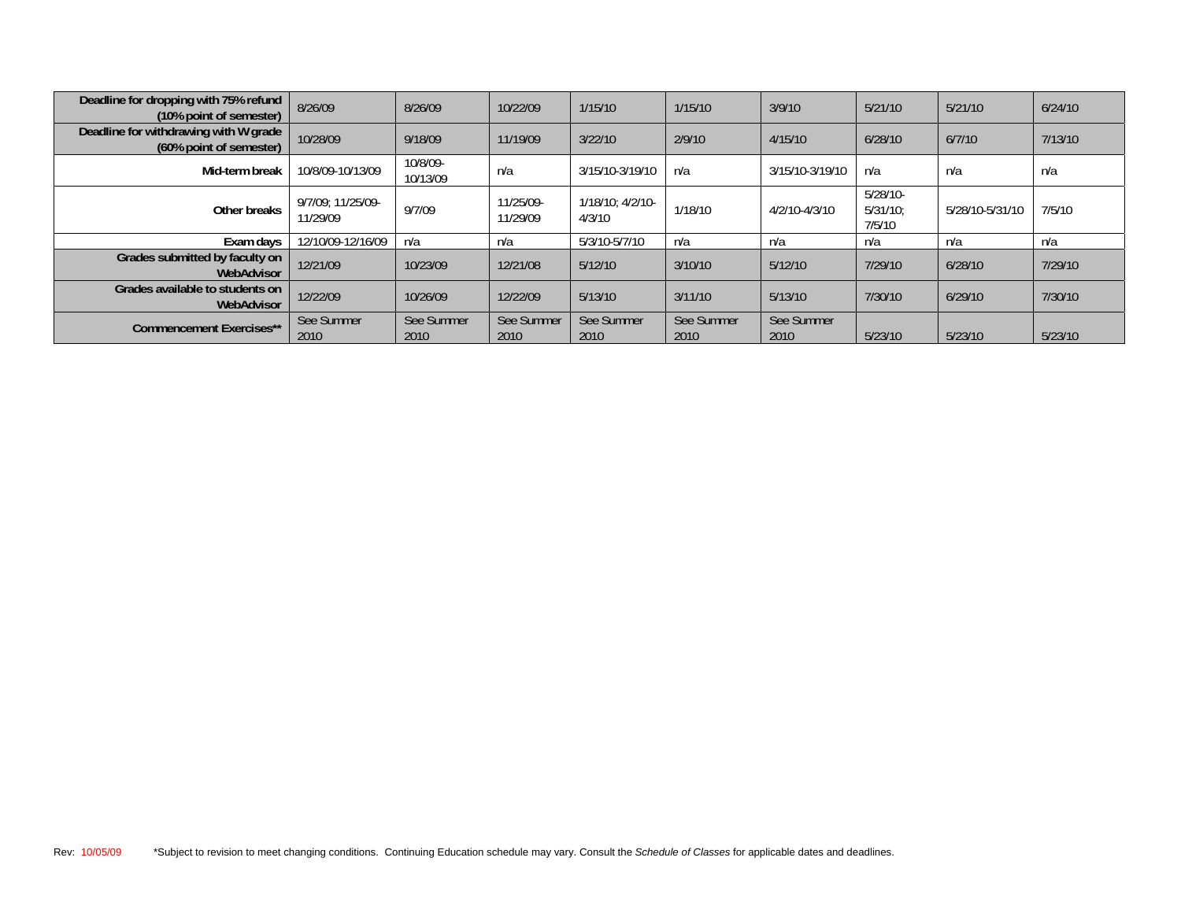| | | | | | | | | | |
|---|---|---|---|---|---|---|---|---|---|
| **Deadline for dropping with 75% refund (10% point of semester)** | 8/26/09 | 8/26/09 | 10/22/09 | 1/15/10 | 1/15/10 | 3/9/10 | 5/21/10 | 5/21/10 | 6/24/10 |
| **Deadline for withdrawing with W grade (60% point of semester)** | 10/28/09 | 9/18/09 | 11/19/09 | 3/22/10 | 2/9/10 | 4/15/10 | 6/28/10 | 6/7/10 | 7/13/10 |
| **Mid-term break** | 10/8/09-10/13/09 | 10/8/09-10/13/09 | n/a | 3/15/10-3/19/10 | n/a | 3/15/10-3/19/10 | n/a | n/a | n/a |
| **Other breaks** | 9/7/09; 11/25/09-11/29/09 | 9/7/09 | 11/25/09-11/29/09 | 1/18/10; 4/2/10-4/3/10 | 1/18/10 | 4/2/10-4/3/10 | 5/28/10-5/31/10; 7/5/10 | 5/28/10-5/31/10 | 7/5/10 |
| **Exam days** | 12/10/09-12/16/09 | n/a | n/a | 5/3/10-5/7/10 | n/a | n/a | n/a | n/a | n/a |
| **Grades submitted by faculty on WebAdvisor** | 12/21/09 | 10/23/09 | 12/21/08 | 5/12/10 | 3/10/10 | 5/12/10 | 7/29/10 | 6/28/10 | 7/29/10 |
| **Grades available to students on WebAdvisor** | 12/22/09 | 10/26/09 | 12/22/09 | 5/13/10 | 3/11/10 | 5/13/10 | 7/30/10 | 6/29/10 | 7/30/10 |
| **Commencement Exercises**** | See Summer 2010 | See Summer 2010 | See Summer 2010 | See Summer 2010 | See Summer 2010 | See Summer 2010 | 5/23/10 | 5/23/10 | 5/23/10 |

Rev: 10/05/09 *Subject to revision to meet changing conditions. Continuing Education schedule may vary. Consult the *Schedule of Classes* for applicable dates and deadlines.